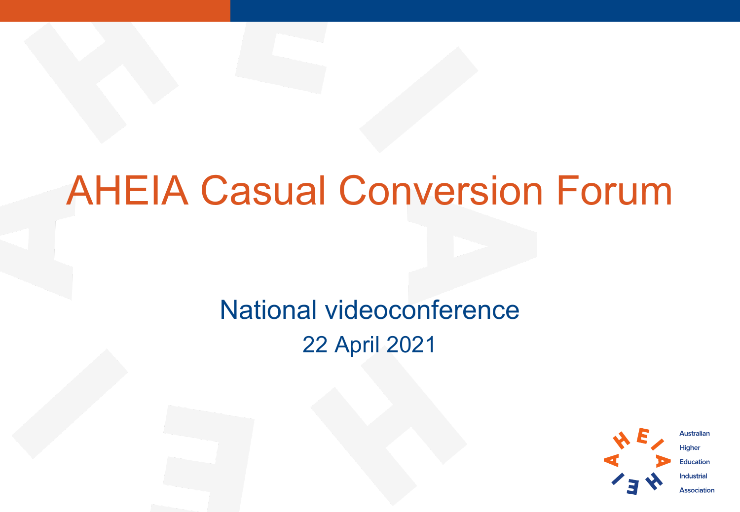# AHEIA Casual Conversion Forum

National videoconference

22 April 2021

Australian
Higher
Education
Industrial
Association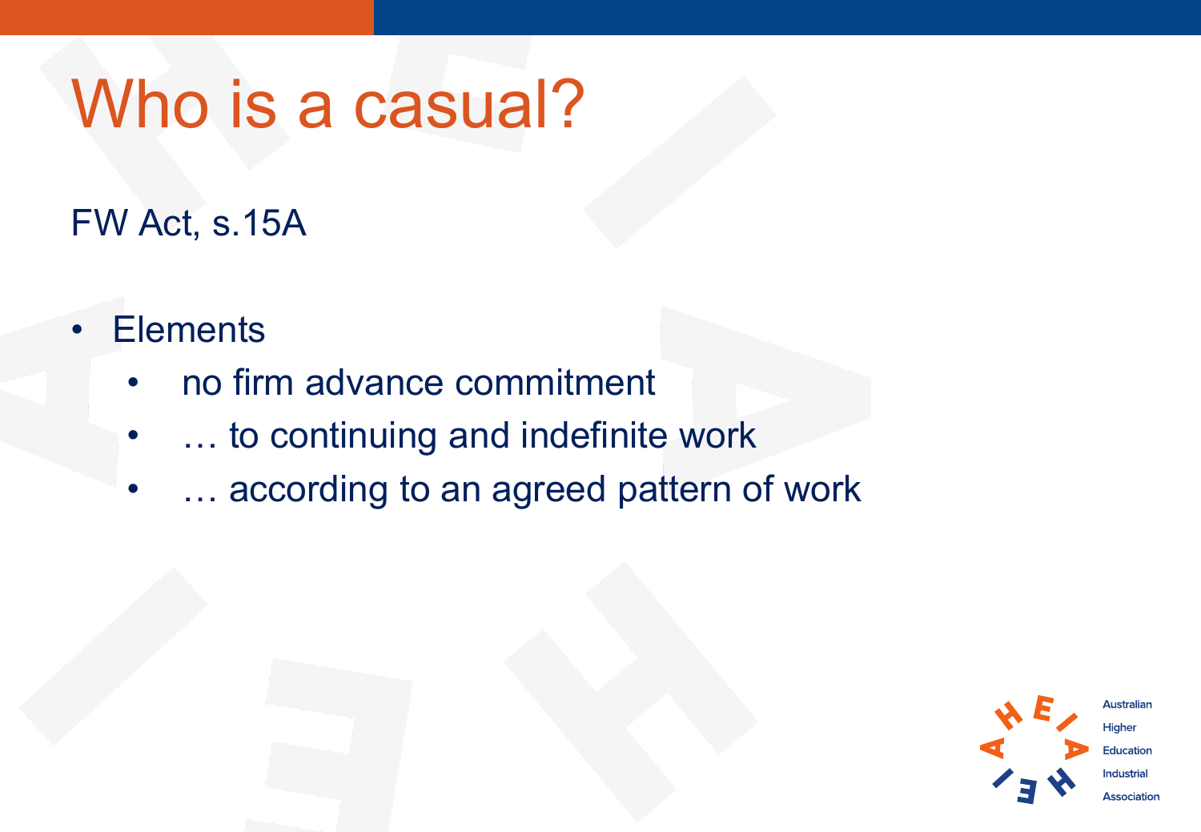# Who is a casual?

FW Act, s.15A

- Elements
  - no firm advance commitment
  - … to continuing and indefinite work
  - … according to an agreed pattern of work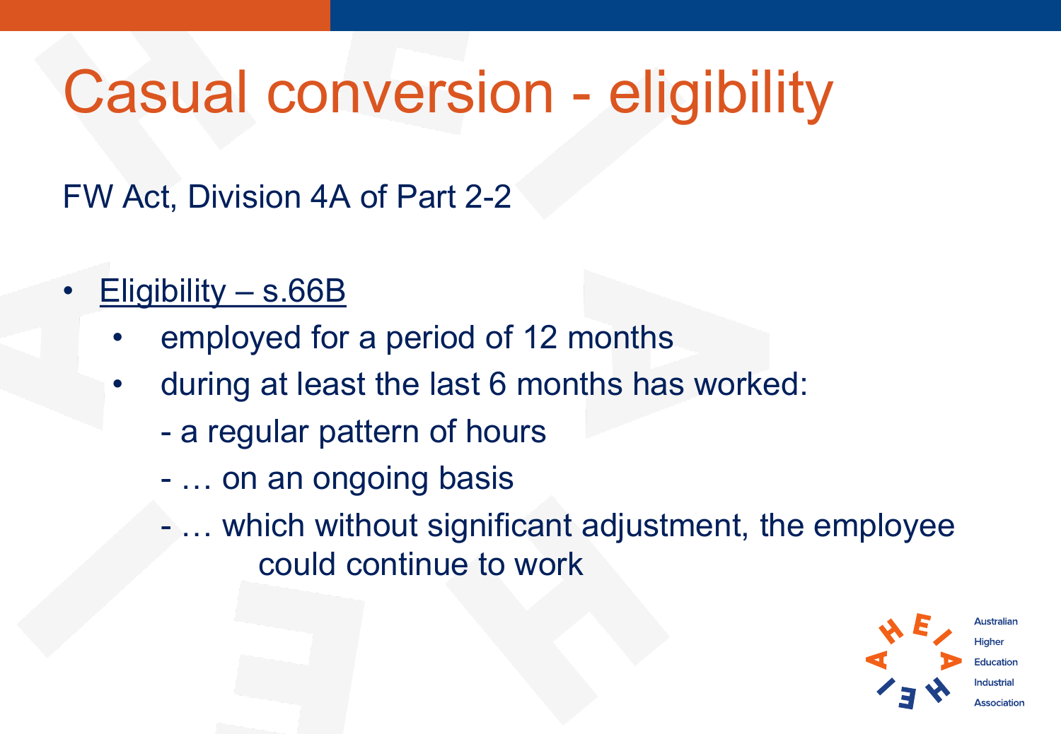# Casual conversion - eligibility

FW Act, Division 4A of Part 2-2

- Eligibility – s.66B
  - employed for a period of 12 months
  - during at least the last 6 months has worked:
    - a regular pattern of hours
    - … on an ongoing basis
    - … which without significant adjustment, the employee could continue to work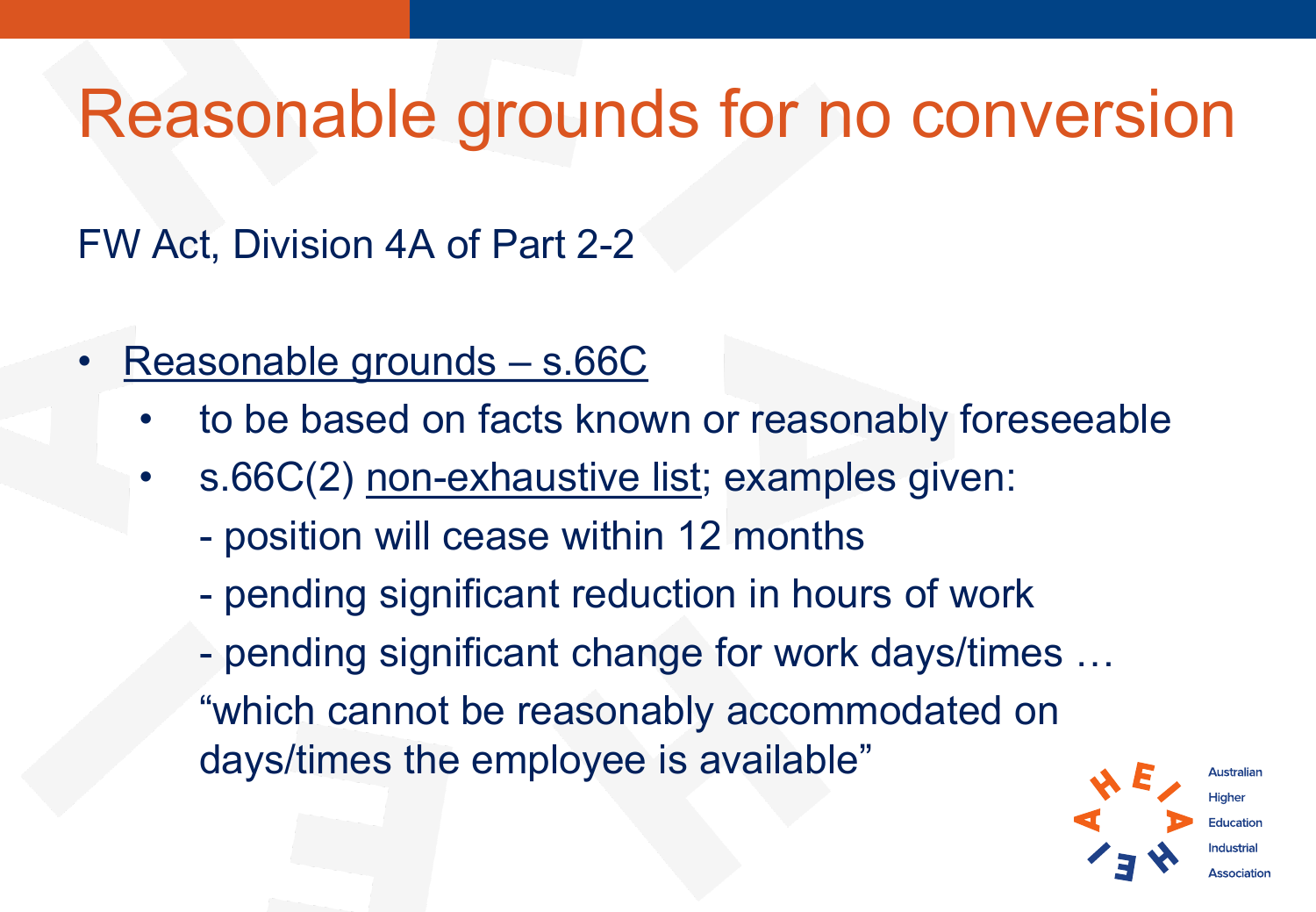# Reasonable grounds for no conversion

FW Act, Division 4A of Part 2-2

- Reasonable grounds – s.66C
  - to be based on facts known or reasonably foreseeable
  - s.66C(2) non-exhaustive list; examples given:
    - position will cease within 12 months
    - pending significant reduction in hours of work
    - pending significant change for work days/times …

    "which cannot be reasonably accommodated on days/times the employee is available"

Australian Higher Education Industrial Association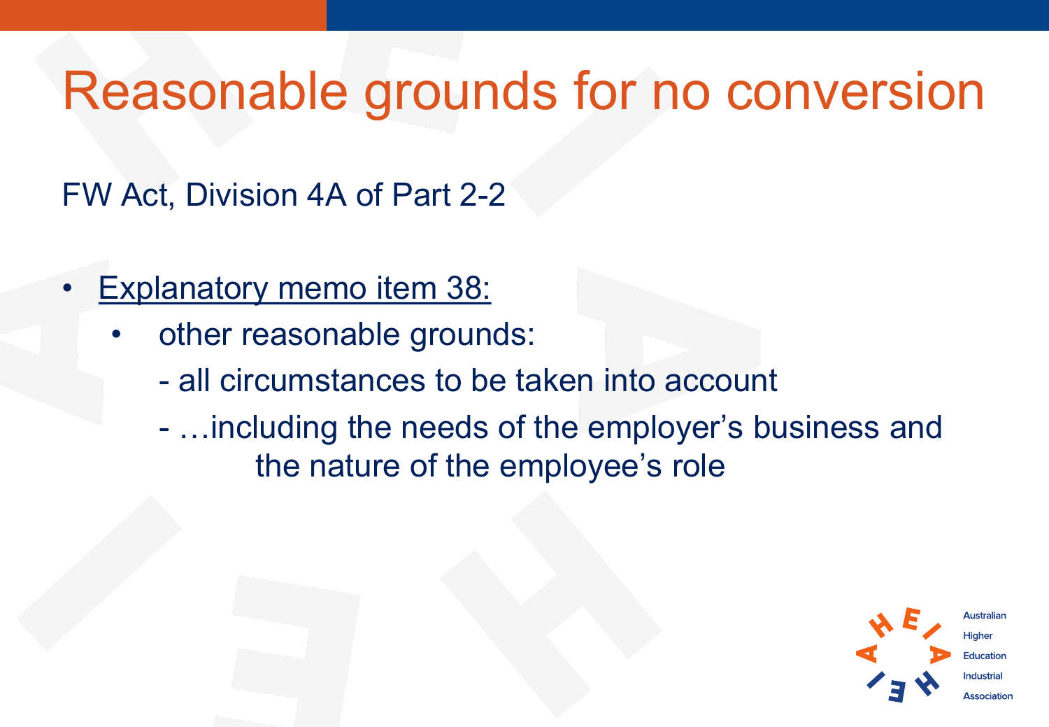# Reasonable grounds for no conversion

FW Act, Division 4A of Part 2-2

- Explanatory memo item 38:
  - other reasonable grounds:
    - all circumstances to be taken into account
    - …including the needs of the employer's business and the nature of the employee's role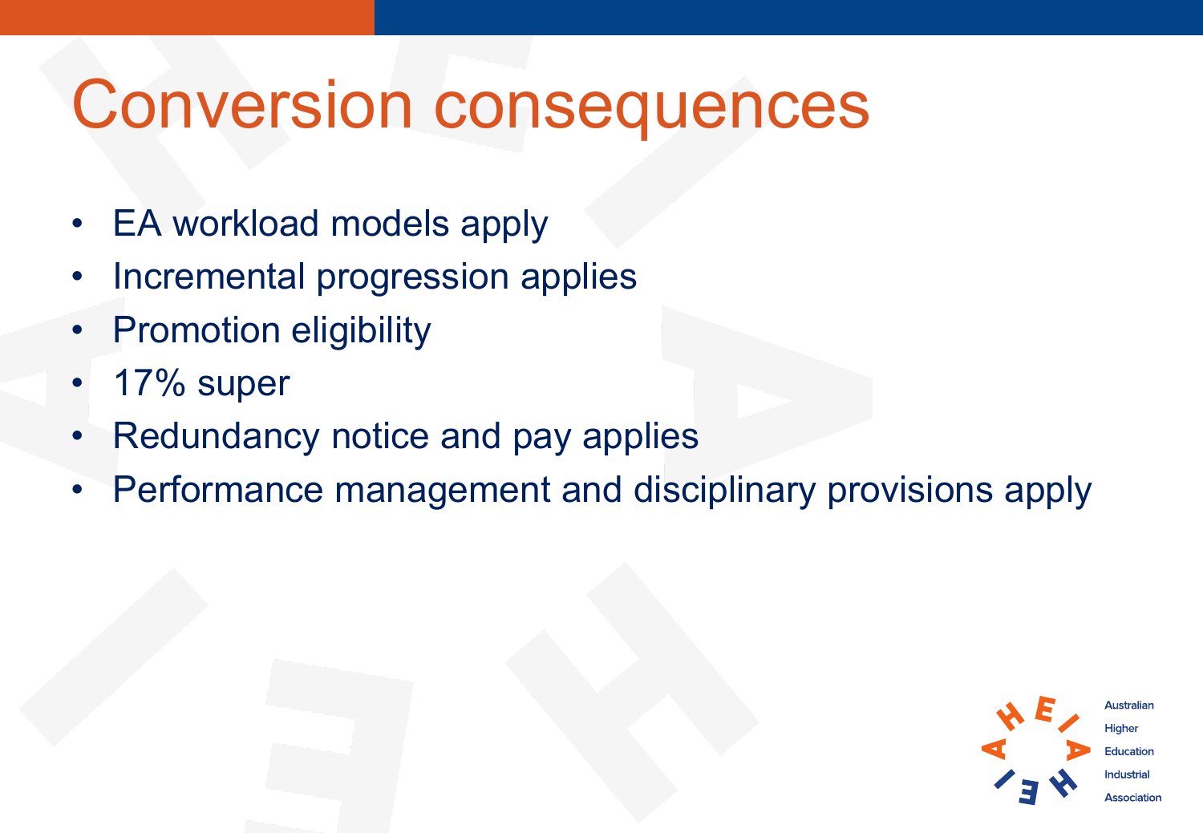# Conversion consequences

- EA workload models apply
- Incremental progression applies
- Promotion eligibility
- 17% super
- Redundancy notice and pay applies
- Performance management and disciplinary provisions apply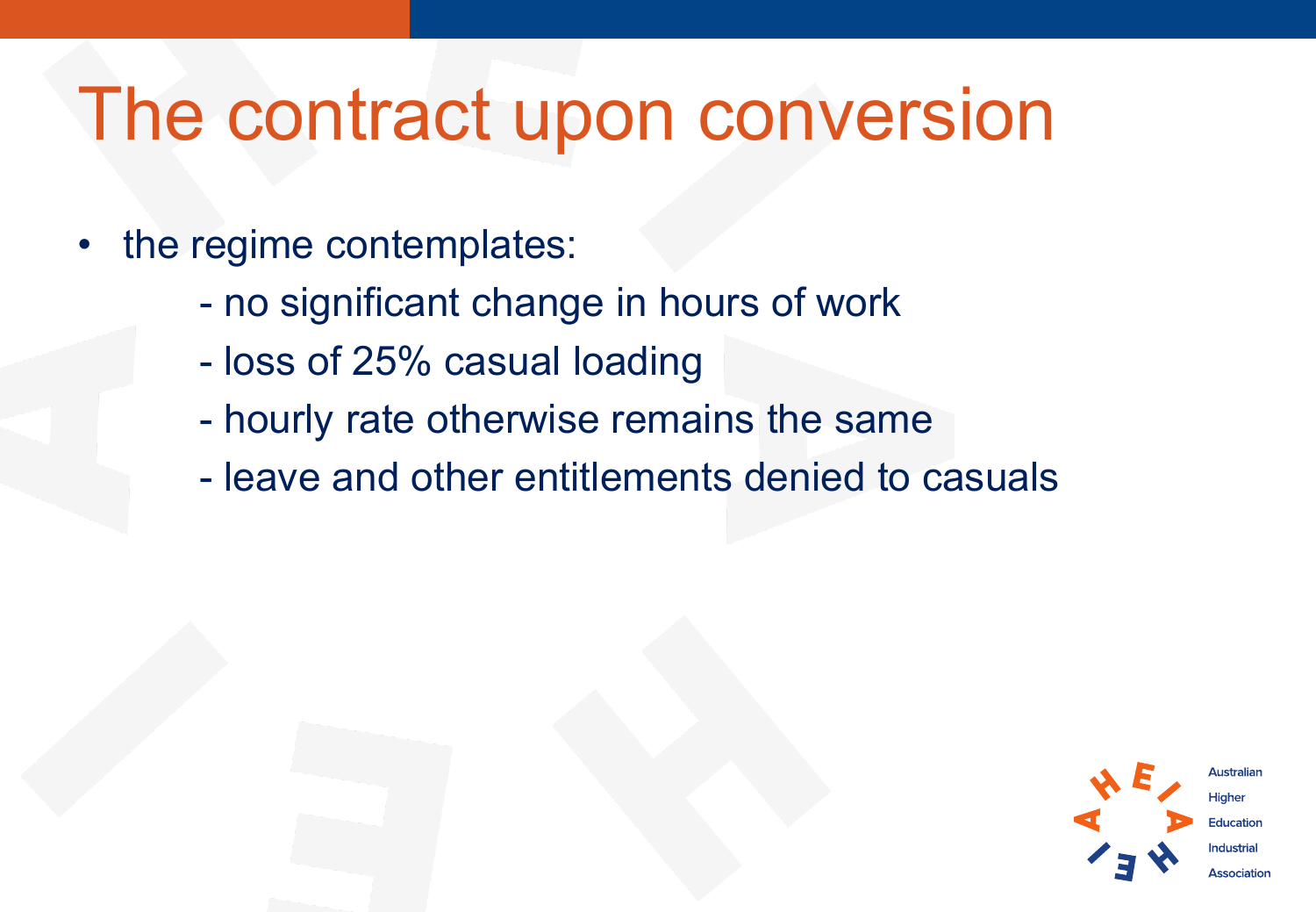# The contract upon conversion

- the regime contemplates:
  - no significant change in hours of work
  - loss of 25% casual loading
  - hourly rate otherwise remains the same
  - leave and other entitlements denied to casuals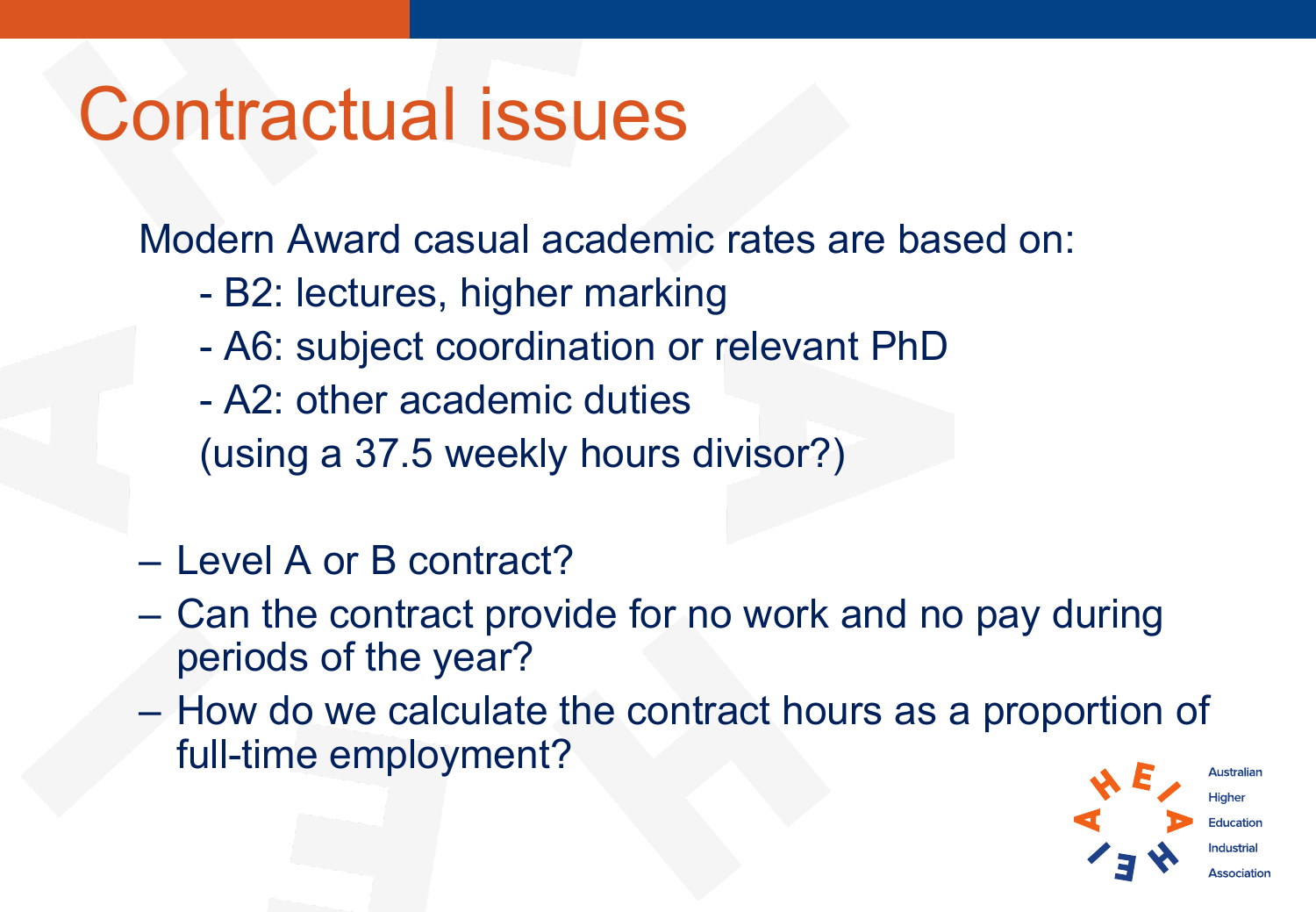# Contractual issues

Modern Award casual academic rates are based on:

- B2: lectures, higher marking
- A6: subject coordination or relevant PhD
- A2: other academic duties

(using a 37.5 weekly hours divisor?)

- Level A or B contract?
- Can the contract provide for no work and no pay during periods of the year?
- How do we calculate the contract hours as a proportion of full-time employment?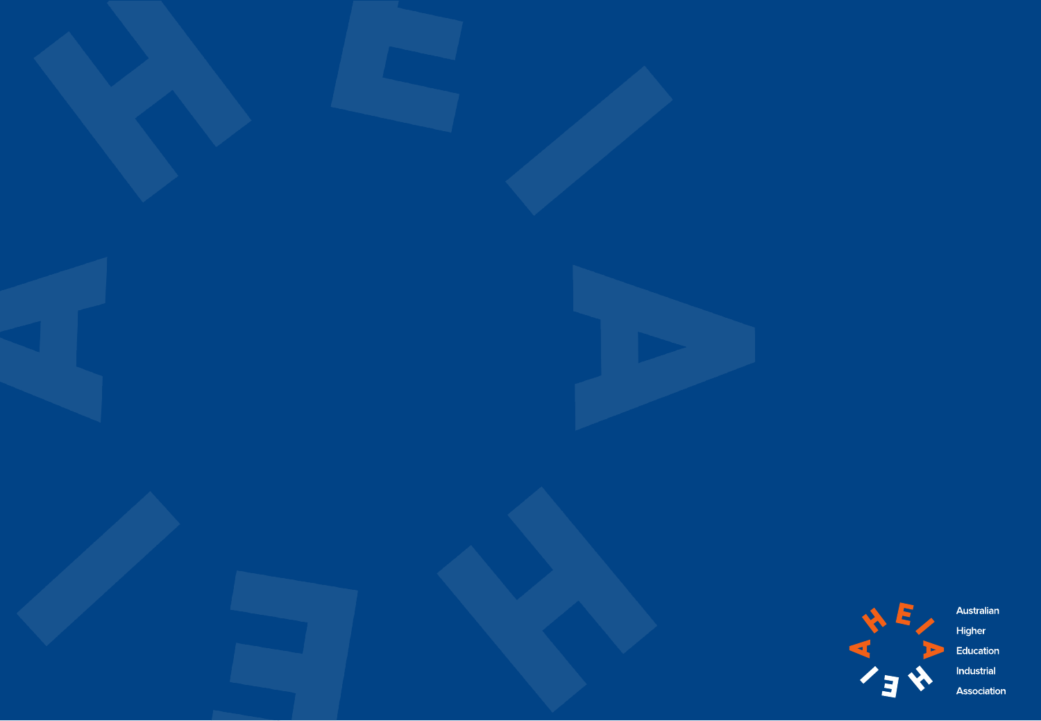Australian

Higher

Education

Industrial

Association